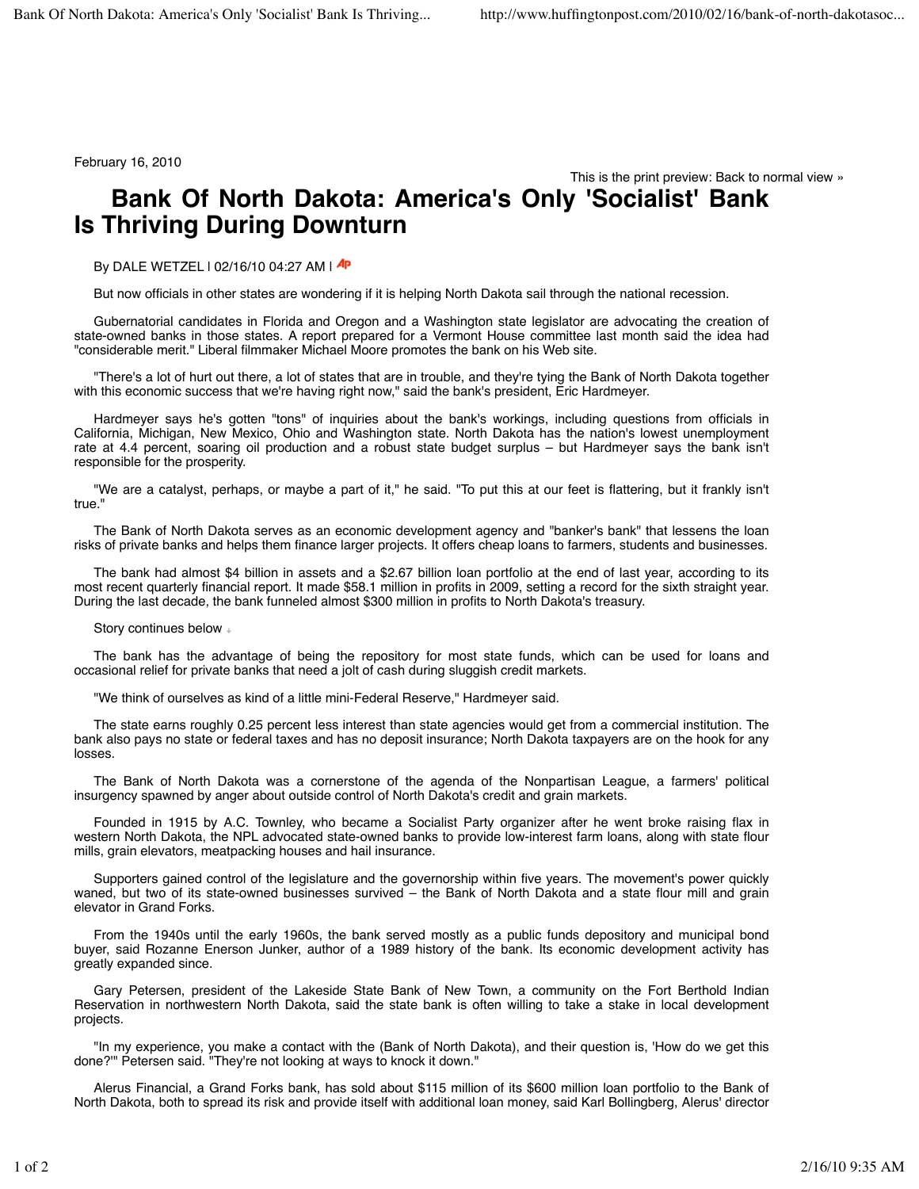February 16, 2010

This is the print preview: Back to normal view »

# Bank Of North Dakota: America's Only 'Socialist' Bank Is Thriving During Downturn

By DALE WETZEL | 02/16/10 04:27 AM | AP

But now officials in other states are wondering if it is helping North Dakota sail through the national recession.

Gubernatorial candidates in Florida and Oregon and a Washington state legislator are advocating the creation of state-owned banks in those states. A report prepared for a Vermont House committee last month said the idea had "considerable merit." Liberal filmmaker Michael Moore promotes the bank on his Web site.

"There's a lot of hurt out there, a lot of states that are in trouble, and they're tying the Bank of North Dakota together with this economic success that we're having right now," said the bank's president, Eric Hardmeyer.

Hardmeyer says he's gotten "tons" of inquiries about the bank's workings, including questions from officials in California, Michigan, New Mexico, Ohio and Washington state. North Dakota has the nation's lowest unemployment rate at 4.4 percent, soaring oil production and a robust state budget surplus – but Hardmeyer says the bank isn't responsible for the prosperity.

"We are a catalyst, perhaps, or maybe a part of it," he said. "To put this at our feet is flattering, but it frankly isn't true."

The Bank of North Dakota serves as an economic development agency and "banker's bank" that lessens the loan risks of private banks and helps them finance larger projects. It offers cheap loans to farmers, students and businesses.

The bank had almost $4 billion in assets and a $2.67 billion loan portfolio at the end of last year, according to its most recent quarterly financial report. It made $58.1 million in profits in 2009, setting a record for the sixth straight year. During the last decade, the bank funneled almost $300 million in profits to North Dakota's treasury.

Story continues below

The bank has the advantage of being the repository for most state funds, which can be used for loans and occasional relief for private banks that need a jolt of cash during sluggish credit markets.

"We think of ourselves as kind of a little mini-Federal Reserve," Hardmeyer said.

The state earns roughly 0.25 percent less interest than state agencies would get from a commercial institution. The bank also pays no state or federal taxes and has no deposit insurance; North Dakota taxpayers are on the hook for any losses.

The Bank of North Dakota was a cornerstone of the agenda of the Nonpartisan League, a farmers' political insurgency spawned by anger about outside control of North Dakota's credit and grain markets.

Founded in 1915 by A.C. Townley, who became a Socialist Party organizer after he went broke raising flax in western North Dakota, the NPL advocated state-owned banks to provide low-interest farm loans, along with state flour mills, grain elevators, meatpacking houses and hail insurance.

Supporters gained control of the legislature and the governorship within five years. The movement's power quickly waned, but two of its state-owned businesses survived – the Bank of North Dakota and a state flour mill and grain elevator in Grand Forks.

From the 1940s until the early 1960s, the bank served mostly as a public funds depository and municipal bond buyer, said Rozanne Enerson Junker, author of a 1989 history of the bank. Its economic development activity has greatly expanded since.

Gary Petersen, president of the Lakeside State Bank of New Town, a community on the Fort Berthold Indian Reservation in northwestern North Dakota, said the state bank is often willing to take a stake in local development projects.

"In my experience, you make a contact with the (Bank of North Dakota), and their question is, 'How do we get this done?'" Petersen said. "They're not looking at ways to knock it down."

Alerus Financial, a Grand Forks bank, has sold about $115 million of its $600 million loan portfolio to the Bank of North Dakota, both to spread its risk and provide itself with additional loan money, said Karl Bollingberg, Alerus' director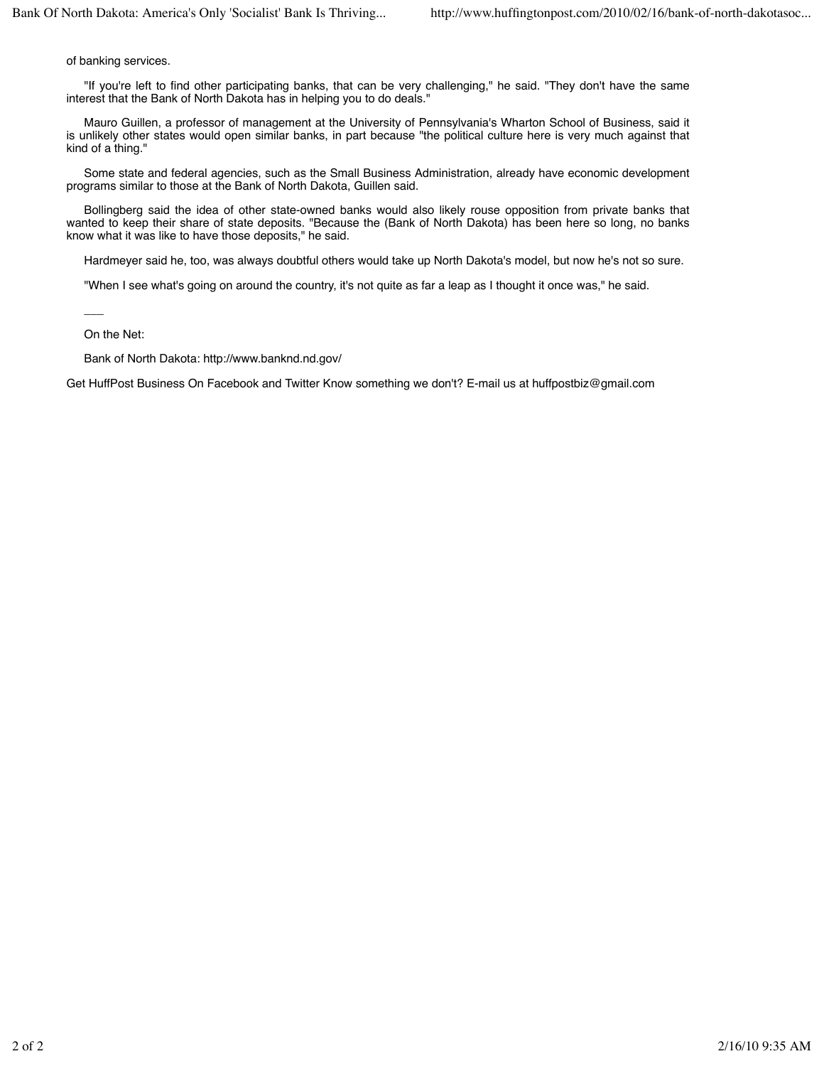of banking services.

"If you're left to find other participating banks, that can be very challenging," he said. "They don't have the same interest that the Bank of North Dakota has in helping you to do deals."

Mauro Guillen, a professor of management at the University of Pennsylvania's Wharton School of Business, said it is unlikely other states would open similar banks, in part because "the political culture here is very much against that kind of a thing."

Some state and federal agencies, such as the Small Business Administration, already have economic development programs similar to those at the Bank of North Dakota, Guillen said.

Bollingberg said the idea of other state-owned banks would also likely rouse opposition from private banks that wanted to keep their share of state deposits. "Because the (Bank of North Dakota) has been here so long, no banks know what it was like to have those deposits," he said.

Hardmeyer said he, too, was always doubtful others would take up North Dakota's model, but now he's not so sure.

"When I see what's going on around the country, it's not quite as far a leap as I thought it once was," he said.

___

On the Net:

Bank of North Dakota: http://www.banknd.nd.gov/

Get HuffPost Business On Facebook and Twitter Know something we don't? E-mail us at huffpostbiz@gmail.com